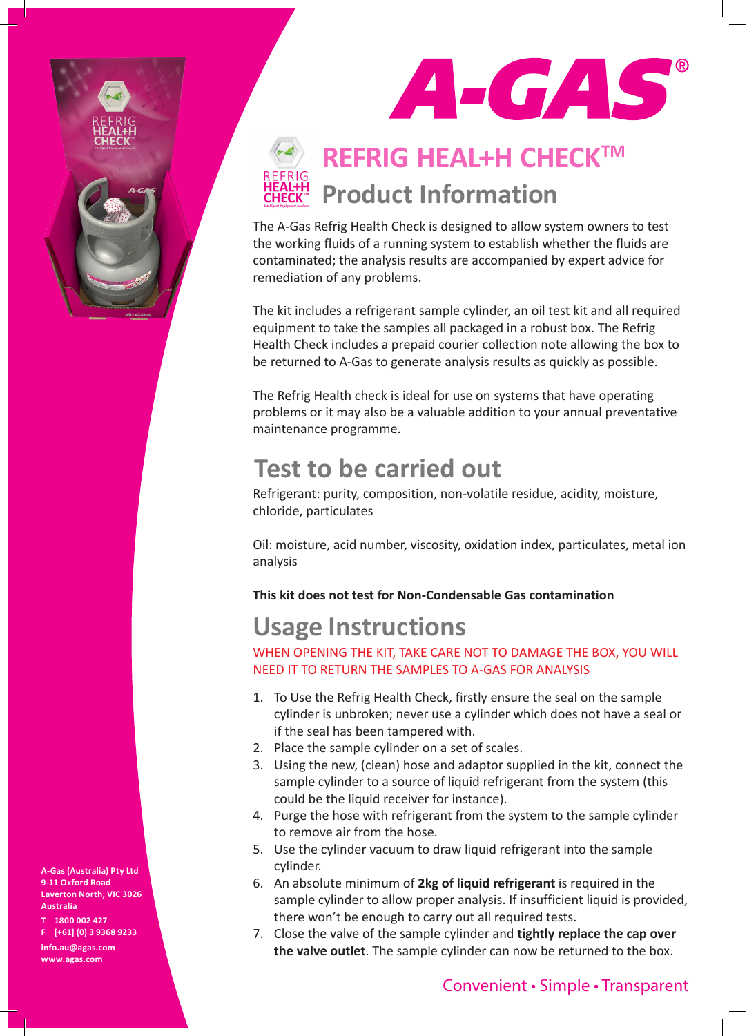# A-GAS®

## REFRIG HEAL+H CHECK™

## Product Information

The A-Gas Refrig Health Check is designed to allow system owners to test the working fluids of a running system to establish whether the fluids are contaminated; the analysis results are accompanied by expert advice for remediation of any problems.

The kit includes a refrigerant sample cylinder, an oil test kit and all required equipment to take the samples all packaged in a robust box. The Refrig Health Check includes a prepaid courier collection note allowing the box to be returned to A-Gas to generate analysis results as quickly as possible.

The Refrig Health check is ideal for use on systems that have operating problems or it may also be a valuable addition to your annual preventative maintenance programme.

## Test to be carried out

Refrigerant: purity, composition, non-volatile residue, acidity, moisture, chloride, particulates

Oil: moisture, acid number, viscosity, oxidation index, particulates, metal ion analysis

**This kit does not test for Non-Condensable Gas contamination**

## Usage Instructions

WHEN OPENING THE KIT, TAKE CARE NOT TO DAMAGE THE BOX, YOU WILL NEED IT TO RETURN THE SAMPLES TO A-GAS FOR ANALYSIS

1. To Use the Refrig Health Check, firstly ensure the seal on the sample cylinder is unbroken; never use a cylinder which does not have a seal or if the seal has been tampered with.
2. Place the sample cylinder on a set of scales.
3. Using the new, (clean) hose and adaptor supplied in the kit, connect the sample cylinder to a source of liquid refrigerant from the system (this could be the liquid receiver for instance).
4. Purge the hose with refrigerant from the system to the sample cylinder to remove air from the hose.
5. Use the cylinder vacuum to draw liquid refrigerant into the sample cylinder.
6. An absolute minimum of **2kg of liquid refrigerant** is required in the sample cylinder to allow proper analysis. If insufficient liquid is provided, there won't be enough to carry out all required tests.
7. Close the valve of the sample cylinder and **tightly replace the cap over the valve outlet**. The sample cylinder can now be returned to the box.

Convenient • Simple • Transparent

**A-Gas (Australia) Pty Ltd**
**9-11 Oxford Road**
**Laverton North, VIC 3026**
**Australia**

**T 1800 002 427**
**F [+61] (0) 3 9368 9233**

**info.au@agas.com**
**www.agas.com**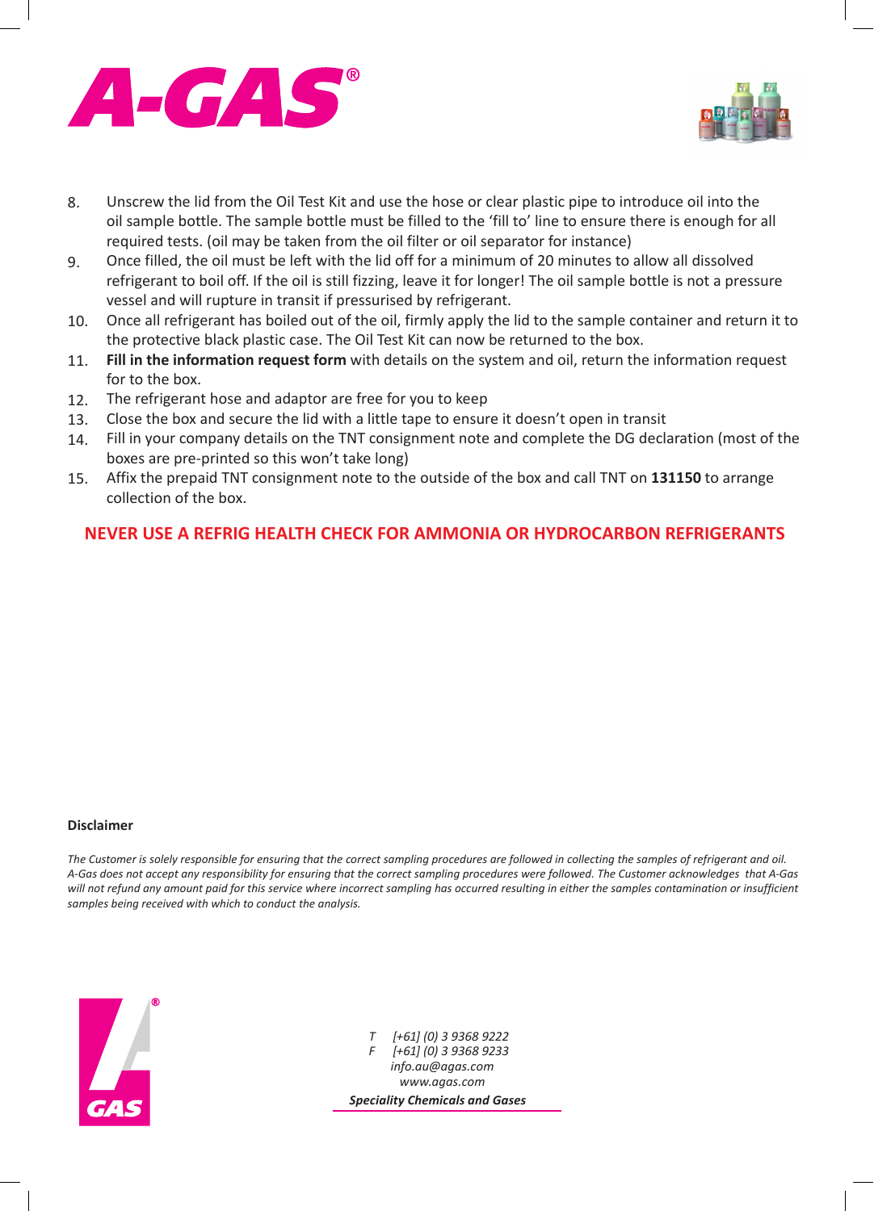8. Unscrew the lid from the Oil Test Kit and use the hose or clear plastic pipe to introduce oil into the oil sample bottle. The sample bottle must be filled to the 'fill to' line to ensure there is enough for all required tests. (oil may be taken from the oil filter or oil separator for instance)
9. Once filled, the oil must be left with the lid off for a minimum of 20 minutes to allow all dissolved refrigerant to boil off. If the oil is still fizzing, leave it for longer! The oil sample bottle is not a pressure vessel and will rupture in transit if pressurised by refrigerant.
10. Once all refrigerant has boiled out of the oil, firmly apply the lid to the sample container and return it to the protective black plastic case. The Oil Test Kit can now be returned to the box.
11. **Fill in the information request form** with details on the system and oil, return the information request for to the box.
12. The refrigerant hose and adaptor are free for you to keep
13. Close the box and secure the lid with a little tape to ensure it doesn't open in transit
14. Fill in your company details on the TNT consignment note and complete the DG declaration (most of the boxes are pre-printed so this won't take long)
15. Affix the prepaid TNT consignment note to the outside of the box and call TNT on **131150** to arrange collection of the box.

**NEVER USE A REFRIG HEALTH CHECK FOR AMMONIA OR HYDROCARBON REFRIGERANTS**

**Disclaimer**

*The Customer is solely responsible for ensuring that the correct sampling procedures are followed in collecting the samples of refrigerant and oil. A-Gas does not accept any responsibility for ensuring that the correct sampling procedures were followed. The Customer acknowledges that A-Gas will not refund any amount paid for this service where incorrect sampling has occurred resulting in either the samples contamination or insufficient samples being received with which to conduct the analysis.*

*T [+61] (0) 3 9368 9222*
*F [+61] (0) 3 9368 9233*
*info.au@agas.com*
*www.agas.com*

***Speciality Chemicals and Gases***